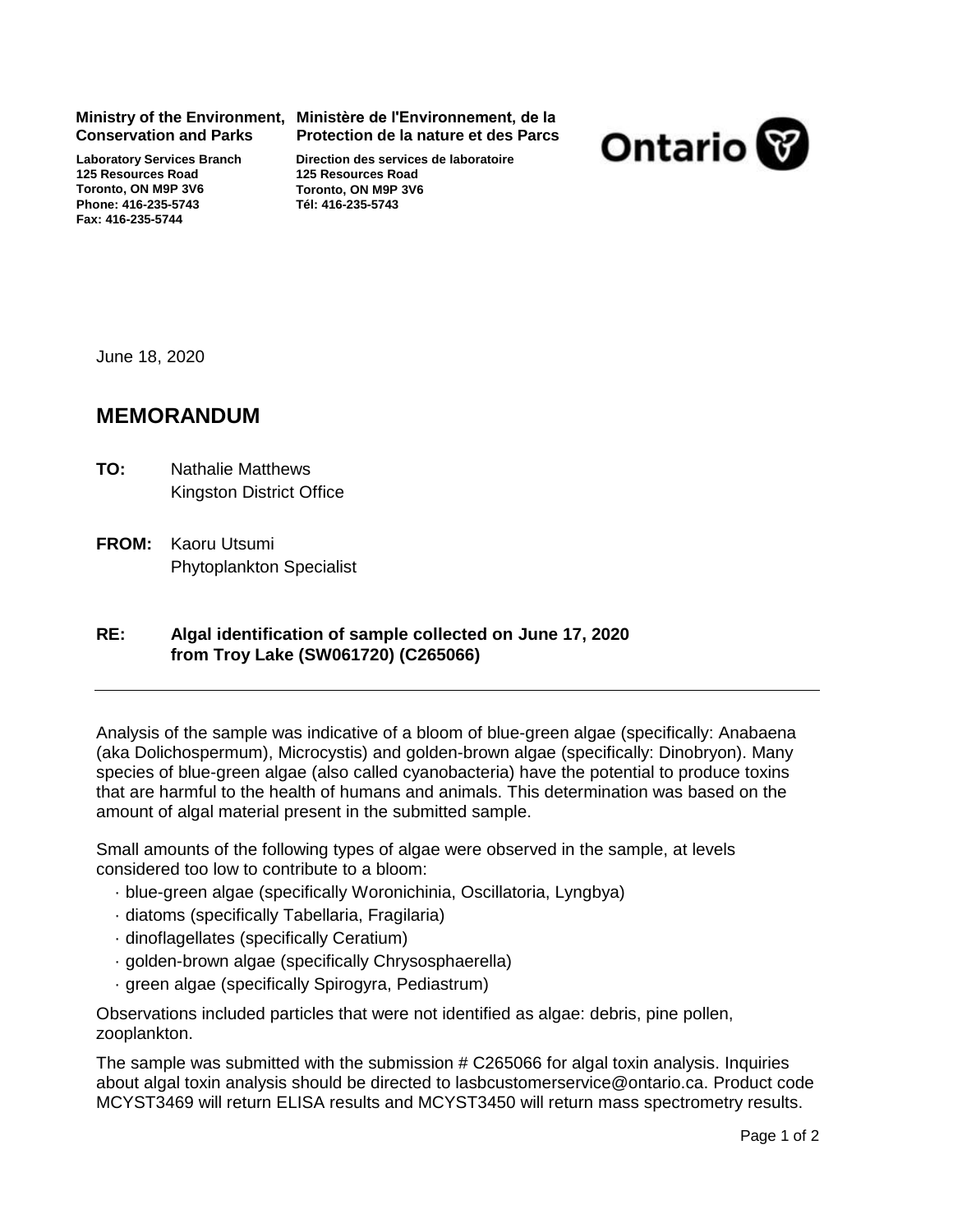**Ministry of the Environment, Conservation and Parks**

**Laboratory Services Branch**
**125 Resources Road**
**Toronto, ON M9P 3V6**
**Phone: 416-235-5743**
**Fax: 416-235-5744**

**Ministère de l'Environnement, de la Protection de la nature et des Parcs**

**Direction des services de laboratoire**
**125 Resources Road**
**Toronto, ON M9P 3V6**
**Tél: 416-235-5743**

Ontario

June 18, 2020

## MEMORANDUM

**TO:** Nathalie Matthews
Kingston District Office

**FROM:** Kaoru Utsumi
Phytoplankton Specialist

**RE: Algal identification of sample collected on June 17, 2020 from Troy Lake (SW061720) (C265066)**

---

Analysis of the sample was indicative of a bloom of blue-green algae (specifically: Anabaena (aka Dolichospermum), Microcystis) and golden-brown algae (specifically: Dinobryon). Many species of blue-green algae (also called cyanobacteria) have the potential to produce toxins that are harmful to the health of humans and animals. This determination was based on the amount of algal material present in the submitted sample.

Small amounts of the following types of algae were observed in the sample, at levels considered too low to contribute to a bloom:

- blue-green algae (specifically Woronichinia, Oscillatoria, Lyngbya)
- diatoms (specifically Tabellaria, Fragilaria)
- dinoflagellates (specifically Ceratium)
- golden-brown algae (specifically Chrysosphaerella)
- green algae (specifically Spirogyra, Pediastrum)

Observations included particles that were not identified as algae: debris, pine pollen, zooplankton.

The sample was submitted with the submission # C265066 for algal toxin analysis. Inquiries about algal toxin analysis should be directed to lasbcustomerservice@ontario.ca. Product code MCYST3469 will return ELISA results and MCYST3450 will return mass spectrometry results.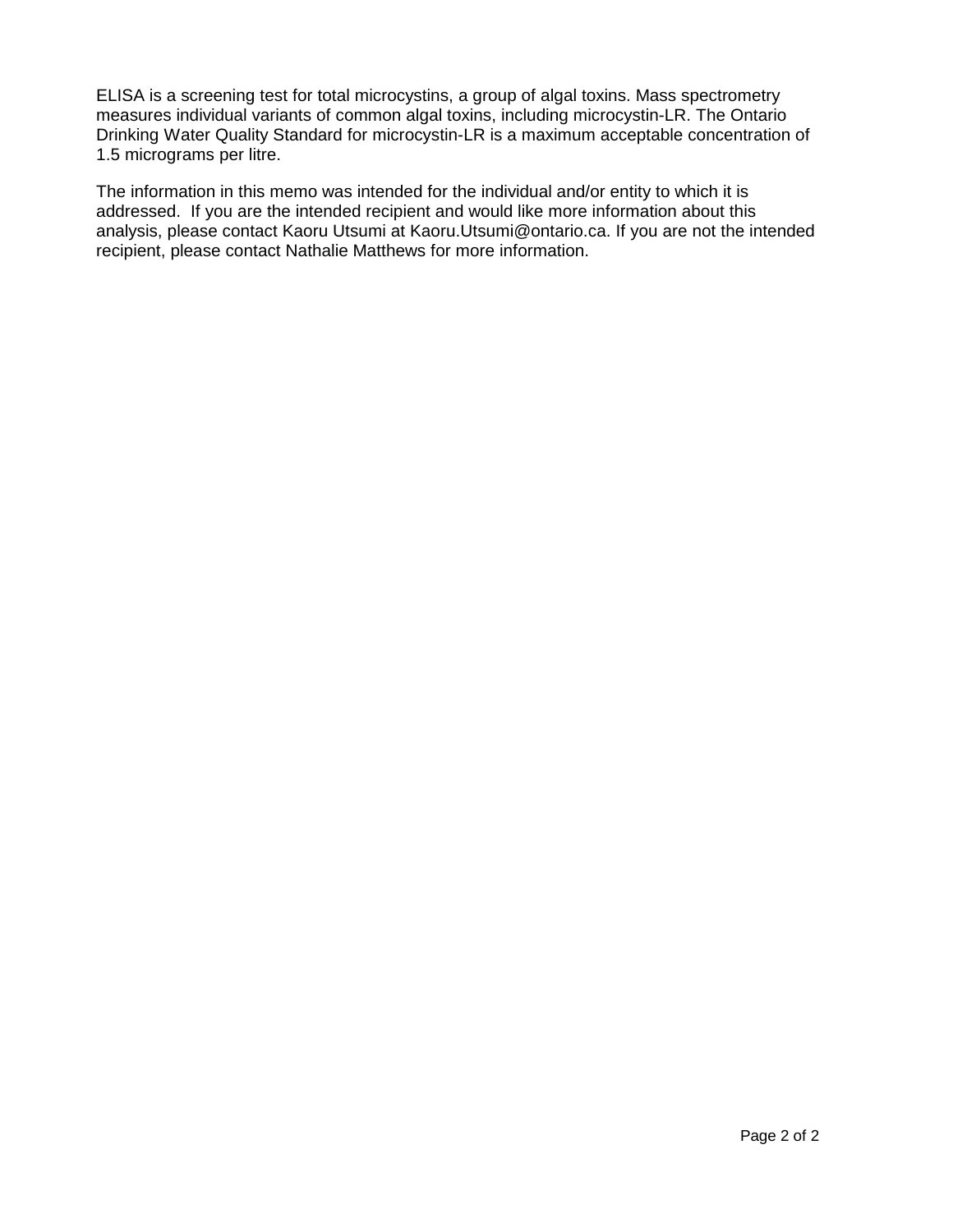ELISA is a screening test for total microcystins, a group of algal toxins. Mass spectrometry measures individual variants of common algal toxins, including microcystin-LR. The Ontario Drinking Water Quality Standard for microcystin-LR is a maximum acceptable concentration of 1.5 micrograms per litre.

The information in this memo was intended for the individual and/or entity to which it is addressed. If you are the intended recipient and would like more information about this analysis, please contact Kaoru Utsumi at Kaoru.Utsumi@ontario.ca. If you are not the intended recipient, please contact Nathalie Matthews for more information.